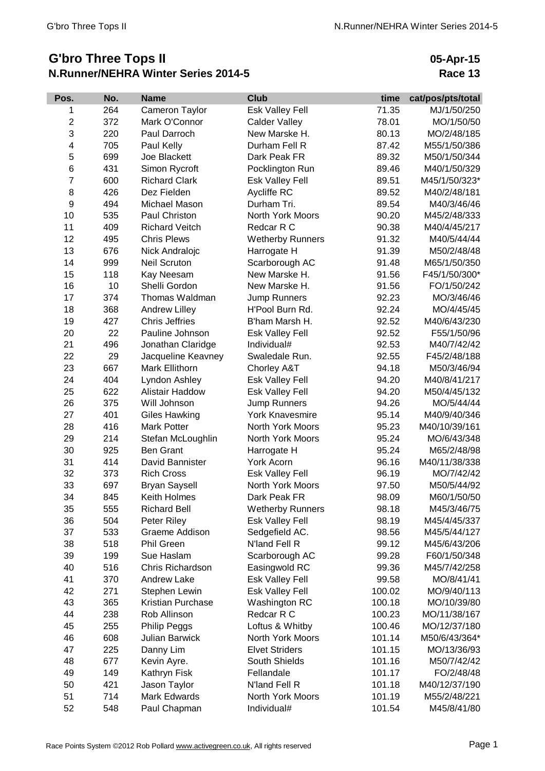# G'bro Three Tops II

## N.Runner/NEHRA Winter Series 2014-5

**05-Apr-15**
**Race 13**

| Pos. | No. | Name | Club | time | cat/pos/pts/total |
|---|---|---|---|---|---|
| 1 | 264 | Cameron Taylor | Esk Valley Fell | 71.35 | MJ/1/50/250 |
| 2 | 372 | Mark O'Connor | Calder Valley | 78.01 | MO/1/50/50 |
| 3 | 220 | Paul Darroch | New Marske H. | 80.13 | MO/2/48/185 |
| 4 | 705 | Paul Kelly | Durham Fell R | 87.42 | M55/1/50/386 |
| 5 | 699 | Joe Blackett | Dark Peak FR | 89.32 | M50/1/50/344 |
| 6 | 431 | Simon Rycroft | Pocklington Run | 89.46 | M40/1/50/329 |
| 7 | 600 | Richard Clark | Esk Valley Fell | 89.51 | M45/1/50/323* |
| 8 | 426 | Dez Fielden | Aycliffe RC | 89.52 | M40/2/48/181 |
| 9 | 494 | Michael Mason | Durham Tri. | 89.54 | M40/3/46/46 |
| 10 | 535 | Paul Christon | North York Moors | 90.20 | M45/2/48/333 |
| 11 | 409 | Richard Veitch | Redcar R C | 90.38 | M40/4/45/217 |
| 12 | 495 | Chris Plews | Wetherby Runners | 91.32 | M40/5/44/44 |
| 13 | 676 | Nick Andralojc | Harrogate H | 91.39 | M50/2/48/48 |
| 14 | 999 | Neil Scruton | Scarborough AC | 91.48 | M65/1/50/350 |
| 15 | 118 | Kay Neesam | New Marske H. | 91.56 | F45/1/50/300* |
| 16 | 10 | Shelli Gordon | New Marske H. | 91.56 | FO/1/50/242 |
| 17 | 374 | Thomas Waldman | Jump Runners | 92.23 | MO/3/46/46 |
| 18 | 368 | Andrew Lilley | H'Pool Burn Rd. | 92.24 | MO/4/45/45 |
| 19 | 427 | Chris Jeffries | B'ham Marsh H. | 92.52 | M40/6/43/230 |
| 20 | 22 | Pauline Johnson | Esk Valley Fell | 92.52 | F55/1/50/96 |
| 21 | 496 | Jonathan Claridge | Individual# | 92.53 | M40/7/42/42 |
| 22 | 29 | Jacqueline Keavney | Swaledale Run. | 92.55 | F45/2/48/188 |
| 23 | 667 | Mark Ellithorn | Chorley A&T | 94.18 | M50/3/46/94 |
| 24 | 404 | Lyndon Ashley | Esk Valley Fell | 94.20 | M40/8/41/217 |
| 25 | 622 | Alistair Haddow | Esk Valley Fell | 94.20 | M50/4/45/132 |
| 26 | 375 | Will Johnson | Jump Runners | 94.26 | MO/5/44/44 |
| 27 | 401 | Giles Hawking | York Knavesmire | 95.14 | M40/9/40/346 |
| 28 | 416 | Mark Potter | North York Moors | 95.23 | M40/10/39/161 |
| 29 | 214 | Stefan McLoughlin | North York Moors | 95.24 | MO/6/43/348 |
| 30 | 925 | Ben Grant | Harrogate H | 95.24 | M65/2/48/98 |
| 31 | 414 | David Bannister | York Acorn | 96.16 | M40/11/38/338 |
| 32 | 373 | Rich Cross | Esk Valley Fell | 96.19 | MO/7/42/42 |
| 33 | 697 | Bryan Saysell | North York Moors | 97.50 | M50/5/44/92 |
| 34 | 845 | Keith Holmes | Dark Peak FR | 98.09 | M60/1/50/50 |
| 35 | 555 | Richard Bell | Wetherby Runners | 98.18 | M45/3/46/75 |
| 36 | 504 | Peter Riley | Esk Valley Fell | 98.19 | M45/4/45/337 |
| 37 | 533 | Graeme Addison | Sedgefield AC. | 98.56 | M45/5/44/127 |
| 38 | 518 | Phil Green | N'land Fell R | 99.12 | M45/6/43/206 |
| 39 | 199 | Sue Haslam | Scarborough AC | 99.28 | F60/1/50/348 |
| 40 | 516 | Chris Richardson | Easingwold RC | 99.36 | M45/7/42/258 |
| 41 | 370 | Andrew Lake | Esk Valley Fell | 99.58 | MO/8/41/41 |
| 42 | 271 | Stephen Lewin | Esk Valley Fell | 100.02 | MO/9/40/113 |
| 43 | 365 | Kristian Purchase | Washington RC | 100.18 | MO/10/39/80 |
| 44 | 238 | Rob Allinson | Redcar R C | 100.23 | MO/11/38/167 |
| 45 | 255 | Philip Peggs | Loftus & Whitby | 100.46 | MO/12/37/180 |
| 46 | 608 | Julian Barwick | North York Moors | 101.14 | M50/6/43/364* |
| 47 | 225 | Danny Lim | Elvet Striders | 101.15 | MO/13/36/93 |
| 48 | 677 | Kevin Ayre. | South Shields | 101.16 | M50/7/42/42 |
| 49 | 149 | Kathryn Fisk | Fellandale | 101.17 | FO/2/48/48 |
| 50 | 421 | Jason Taylor | N'land Fell R | 101.18 | M40/12/37/190 |
| 51 | 714 | Mark Edwards | North York Moors | 101.19 | M55/2/48/221 |
| 52 | 548 | Paul Chapman | Individual# | 101.54 | M45/8/41/80 |

Race Points System ©2012 Rob Pollard www.activegreen.co.uk, All rights reserved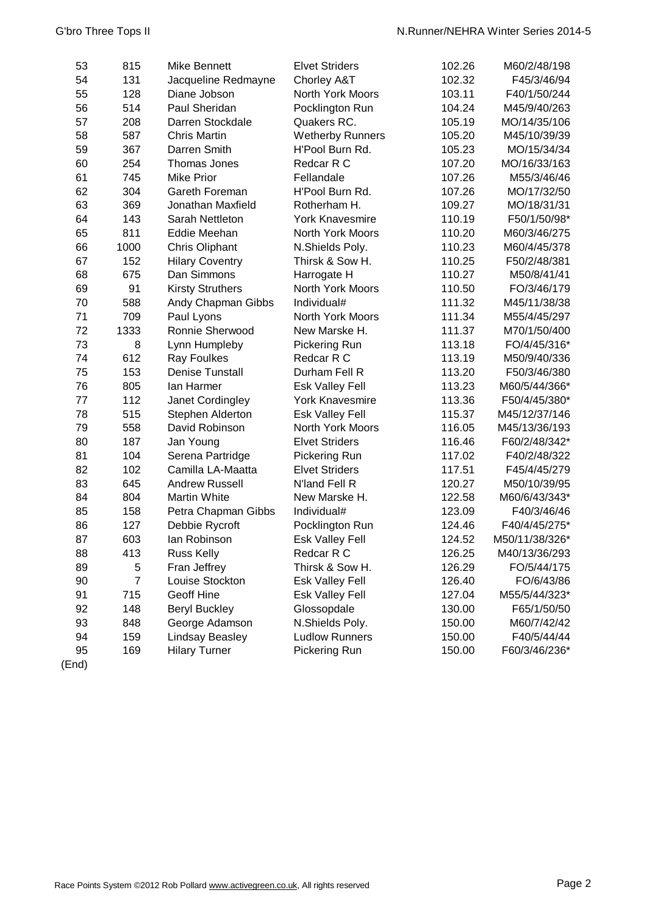| | | | | | |
|---|---|---|---|---|---|
| 53 | 815 | Mike Bennett | Elvet Striders | 102.26 | M60/2/48/198 |
| 54 | 131 | Jacqueline Redmayne | Chorley A&T | 102.32 | F45/3/46/94 |
| 55 | 128 | Diane Jobson | North York Moors | 103.11 | F40/1/50/244 |
| 56 | 514 | Paul Sheridan | Pocklington Run | 104.24 | M45/9/40/263 |
| 57 | 208 | Darren Stockdale | Quakers RC. | 105.19 | MO/14/35/106 |
| 58 | 587 | Chris Martin | Wetherby Runners | 105.20 | M45/10/39/39 |
| 59 | 367 | Darren Smith | H'Pool Burn Rd. | 105.23 | MO/15/34/34 |
| 60 | 254 | Thomas Jones | Redcar R C | 107.20 | MO/16/33/163 |
| 61 | 745 | Mike Prior | Fellandale | 107.26 | M55/3/46/46 |
| 62 | 304 | Gareth Foreman | H'Pool Burn Rd. | 107.26 | MO/17/32/50 |
| 63 | 369 | Jonathan Maxfield | Rotherham H. | 109.27 | MO/18/31/31 |
| 64 | 143 | Sarah Nettleton | York Knavesmire | 110.19 | F50/1/50/98* |
| 65 | 811 | Eddie Meehan | North York Moors | 110.20 | M60/3/46/275 |
| 66 | 1000 | Chris Oliphant | N.Shields Poly. | 110.23 | M60/4/45/378 |
| 67 | 152 | Hilary Coventry | Thirsk & Sow H. | 110.25 | F50/2/48/381 |
| 68 | 675 | Dan Simmons | Harrogate H | 110.27 | M50/8/41/41 |
| 69 | 91 | Kirsty Struthers | North York Moors | 110.50 | FO/3/46/179 |
| 70 | 588 | Andy Chapman Gibbs | Individual# | 111.32 | M45/11/38/38 |
| 71 | 709 | Paul Lyons | North York Moors | 111.34 | M55/4/45/297 |
| 72 | 1333 | Ronnie Sherwood | New Marske H. | 111.37 | M70/1/50/400 |
| 73 | 8 | Lynn Humpleby | Pickering Run | 113.18 | FO/4/45/316* |
| 74 | 612 | Ray Foulkes | Redcar R C | 113.19 | M50/9/40/336 |
| 75 | 153 | Denise Tunstall | Durham Fell R | 113.20 | F50/3/46/380 |
| 76 | 805 | Ian Harmer | Esk Valley Fell | 113.23 | M60/5/44/366* |
| 77 | 112 | Janet Cordingley | York Knavesmire | 113.36 | F50/4/45/380* |
| 78 | 515 | Stephen Alderton | Esk Valley Fell | 115.37 | M45/12/37/146 |
| 79 | 558 | David Robinson | North York Moors | 116.05 | M45/13/36/193 |
| 80 | 187 | Jan Young | Elvet Striders | 116.46 | F60/2/48/342* |
| 81 | 104 | Serena Partridge | Pickering Run | 117.02 | F40/2/48/322 |
| 82 | 102 | Camilla LA-Maatta | Elvet Striders | 117.51 | F45/4/45/279 |
| 83 | 645 | Andrew Russell | N'land Fell R | 120.27 | M50/10/39/95 |
| 84 | 804 | Martin White | New Marske H. | 122.58 | M60/6/43/343* |
| 85 | 158 | Petra Chapman Gibbs | Individual# | 123.09 | F40/3/46/46 |
| 86 | 127 | Debbie Rycroft | Pocklington Run | 124.46 | F40/4/45/275* |
| 87 | 603 | Ian Robinson | Esk Valley Fell | 124.52 | M50/11/38/326* |
| 88 | 413 | Russ Kelly | Redcar R C | 126.25 | M40/13/36/293 |
| 89 | 5 | Fran Jeffrey | Thirsk & Sow H. | 126.29 | FO/5/44/175 |
| 90 | 7 | Louise Stockton | Esk Valley Fell | 126.40 | FO/6/43/86 |
| 91 | 715 | Geoff Hine | Esk Valley Fell | 127.04 | M55/5/44/323* |
| 92 | 148 | Beryl Buckley | Glossopdale | 130.00 | F65/1/50/50 |
| 93 | 848 | George Adamson | N.Shields Poly. | 150.00 | M60/7/42/42 |
| 94 | 159 | Lindsay Beasley | Ludlow Runners | 150.00 | F40/5/44/44 |
| 95 | 169 | Hilary Turner | Pickering Run | 150.00 | F60/3/46/236* |

(End)

Race Points System ©2012 Rob Pollard www.activegreen.co.uk, All rights reserved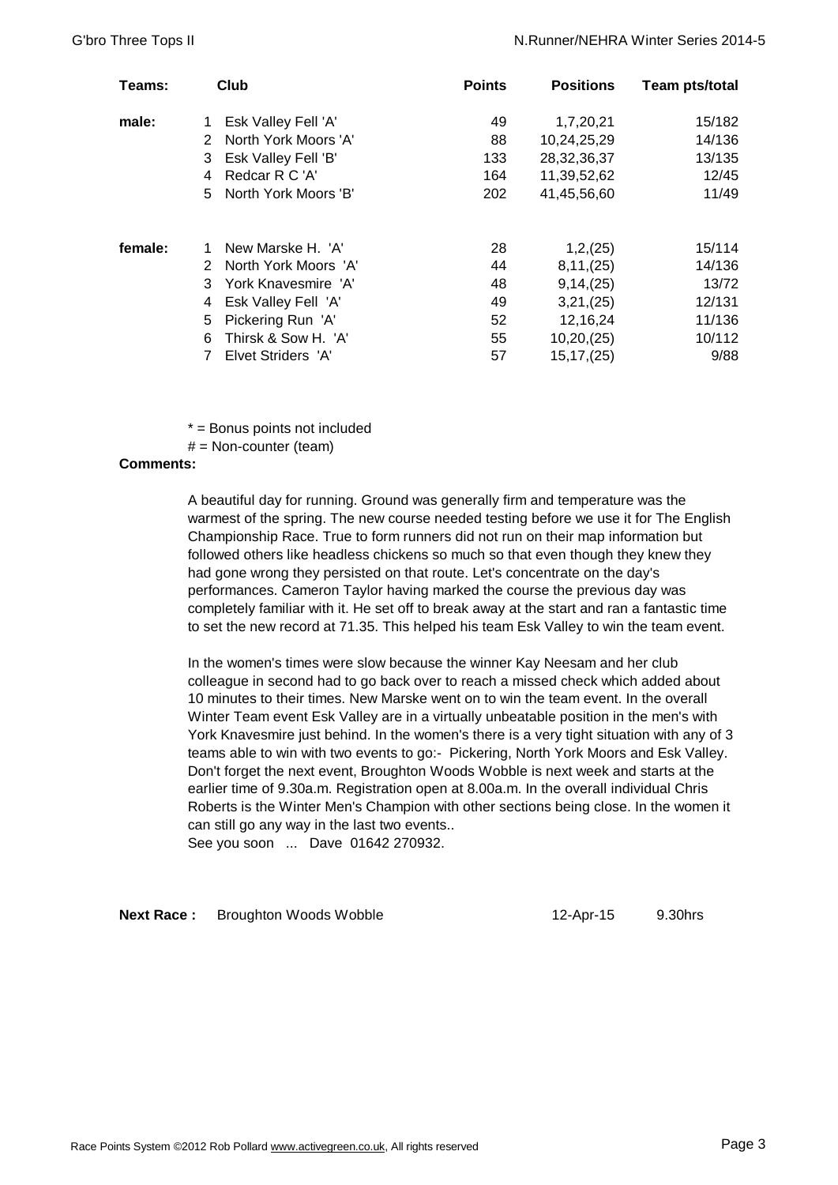| Teams: | | Club | Points | Positions | Team pts/total |
|---|---|---|---|---|---|
| male: | 1 | Esk Valley Fell 'A' | 49 | 1,7,20,21 | 15/182 |
| | 2 | North York Moors 'A' | 88 | 10,24,25,29 | 14/136 |
| | 3 | Esk Valley Fell 'B' | 133 | 28,32,36,37 | 13/135 |
| | 4 | Redcar R C 'A' | 164 | 11,39,52,62 | 12/45 |
| | 5 | North York Moors 'B' | 202 | 41,45,56,60 | 11/49 |
| female: | 1 | New Marske H. 'A' | 28 | 1,2,(25) | 15/114 |
| | 2 | North York Moors 'A' | 44 | 8,11,(25) | 14/136 |
| | 3 | York Knavesmire 'A' | 48 | 9,14,(25) | 13/72 |
| | 4 | Esk Valley Fell 'A' | 49 | 3,21,(25) | 12/131 |
| | 5 | Pickering Run 'A' | 52 | 12,16,24 | 11/136 |
| | 6 | Thirsk & Sow H. 'A' | 55 | 10,20,(25) | 10/112 |
| | 7 | Elvet Striders 'A' | 57 | 15,17,(25) | 9/88 |

* = Bonus points not included
# = Non-counter (team)

**Comments:**

A beautiful day for running. Ground was generally firm and temperature was the warmest of the spring. The new course needed testing before we use it for The English Championship Race. True to form runners did not run on their map information but followed others like headless chickens so much so that even though they knew they had gone wrong they persisted on that route. Let's concentrate on the day's performances. Cameron Taylor having marked the course the previous day was completely familiar with it. He set off to break away at the start and ran a fantastic time to set the new record at 71.35. This helped his team Esk Valley to win the team event.

In the women's times were slow because the winner Kay Neesam and her club colleague in second had to go back over to reach a missed check which added about 10 minutes to their times. New Marske went on to win the team event. In the overall Winter Team event Esk Valley are in a virtually unbeatable position in the men's with York Knavesmire just behind. In the women's there is a very tight situation with any of 3 teams able to win with two events to go:- Pickering, North York Moors and Esk Valley. Don't forget the next event, Broughton Woods Wobble is next week and starts at the earlier time of 9.30a.m. Registration open at 8.00a.m. In the overall individual Chris Roberts is the Winter Men's Champion with other sections being close. In the women it can still go any way in the last two events..
See you soon ... Dave 01642 270932.

**Next Race :** Broughton Woods Wobble 12-Apr-15 9.30hrs